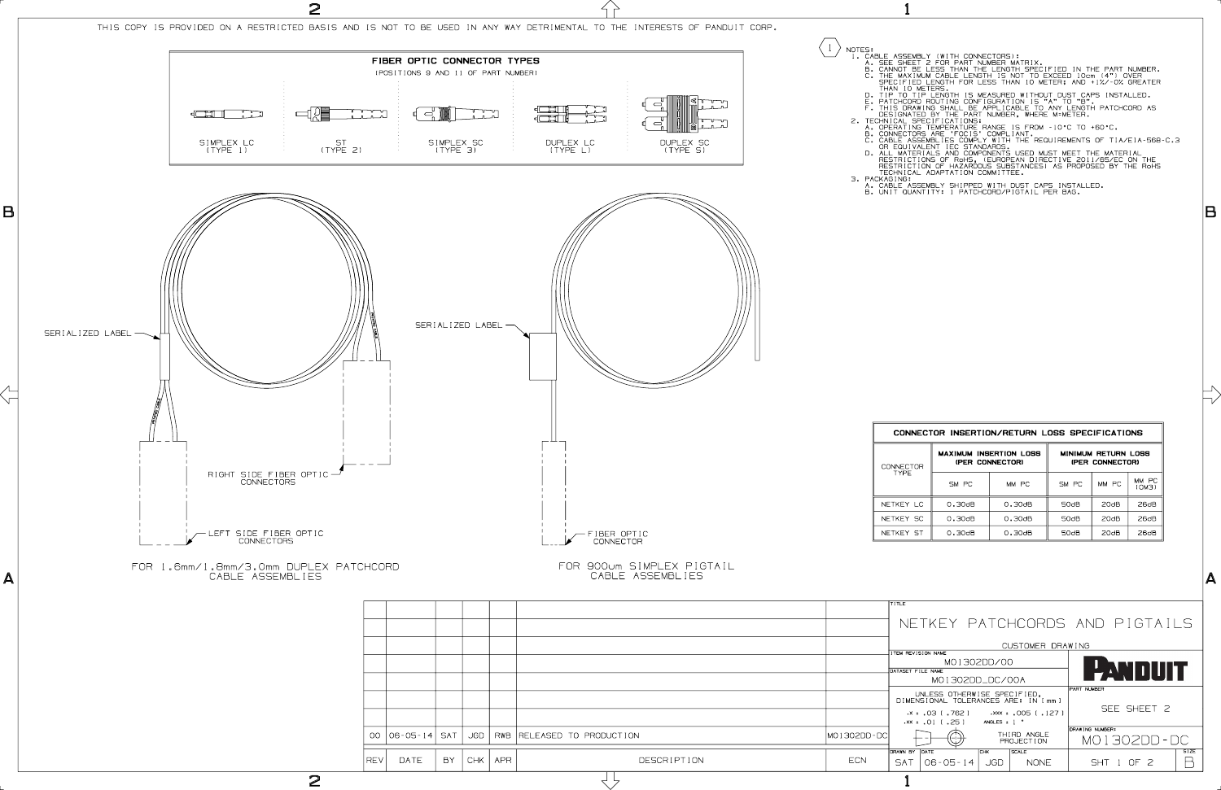THIS COPY IS PROVIDED ON A RESTRICTED BASIS AND IS NOT TO BE USED IN ANY WAY DETRIMENTAL TO THE INTERESTS OF PANDUIT CORP.

## FIBER OPTIC CONNECTOR TYPES

(POSITIONS 9 AND 11 OF PART NUMBER)

SIMPLEX LC (TYPE 1) | ST (TYPE 2) | SIMPLEX SC (TYPE 3) | DUPLEX LC (TYPE L) | DUPLEX SC (TYPE S)

NOTES:

1. CABLE ASSEMBLY (WITH CONNECTORS):
   - A. SEE SHEET 2 FOR PART NUMBER MATRIX.
   - B. CANNOT BE LESS THAN THE LENGTH SPECIFIED IN THE PART NUMBER.
   - C. THE MAXIMUM CABLE LENGTH IS NOT TO EXCEED 10cm (4") OVER SPECIFIED LENGTH FOR LESS THAN 10 METER; AND +1%/-0% GREATER THAN 10 METERS.
   - D. TIP TO TIP LENGTH IS MEASURED WITHOUT DUST CAPS INSTALLED.
   - E. PATCHCORD ROUTING CONFIGURATION IS "A" TO "B".
   - F. THIS DRAWING SHALL BE APPLICABLE TO ANY LENGTH PATCHCORD AS DESIGNATED BY THE PART NUMBER, WHERE M=METER.
2. TECHNICAL SPECIFICATIONS:
   - A. OPERATING TEMPERATURE RANGE IS FROM -10°C TO +60°C.
   - B. CONNECTORS ARE "FOCIS" COMPLIANT.
   - C. CABLE ASSEMBLIES COMPLY WITH THE REQUIREMENTS OF TIA/EIA-568-C.3 OR EQUIVALENT IEC STANDARDS.
   - D. ALL MATERIALS AND COMPONENTS USED MUST MEET THE MATERIAL RESTRICTIONS OF RoHS, (EUROPEAN DIRECTIVE 2011/65/EC ON THE RESTRICTION OF HAZARDOUS SUBSTANCES) AS PROPOSED BY THE RoHS TECHNICAL ADAPTATION COMMITTEE.
3. PACKAGING:
   - A. CABLE ASSEMBLY SHIPPED WITH DUST CAPS INSTALLED.
   - B. UNIT QUANTITY: 1 PATCHCORD/PIGTAIL PER BAG.

SERIALIZED LABEL

RIGHT SIDE FIBER OPTIC CONNECTORS

LEFT SIDE FIBER OPTIC CONNECTORS

FOR 1.6mm/1.8mm/3.0mm DUPLEX PATCHCORD CABLE ASSEMBLIES

SERIALIZED LABEL

FIBER OPTIC CONNECTOR

FOR 900um SIMPLEX PIGTAIL CABLE ASSEMBLIES

### CONNECTOR INSERTION/RETURN LOSS SPECIFICATIONS

| CONNECTOR TYPE | MAXIMUM INSERTION LOSS (PER CONNECTOR) | | MINIMUM RETURN LOSS (PER CONNECTOR) | | |
|---|---|---|---|---|---|
| | SM PC | MM PC | SM PC | MM PC | MM PC (OM3) |
| NETKEY LC | 0.30dB | 0.30dB | 50dB | 20dB | 26dB |
| NETKEY SC | 0.30dB | 0.30dB | 50dB | 20dB | 26dB |
| NETKEY ST | 0.30dB | 0.30dB | 50dB | 20dB | 26dB |

| REV | DATE | BY | CHK | APR | DESCRIPTION | ECN |
|---|---|---|---|---|---|---|
| 00 | 06-05-14 | SAT | JGD | RWB | RELEASED TO PRODUCTION | MO1302DD-DC |

TITLE: NETKEY PATCHCORDS AND PIGTAILS

CUSTOMER DRAWING

ITEM REVISION NAME: MO1302DD/00

DATASET FILE NAME: MO1302DD_DC/00A

UNLESS OTHERWISE SPECIFIED, DIMENSIONAL TOLERANCES ARE: IN [mm]
.x ± .03 [.762] .xxx ± .005 [.127]
.xx ± .01 [.25] ANGLES ± 1°

THIRD ANGLE PROJECTION

PANDUIT

PART NUMBER: SEE SHEET 2

DRAWING NUMBER: MO1302DD-DC

DRAWN BY: SAT | DATE: 06-05-14 | CHK: JGD | SCALE: NONE | SHT 1 OF 2 | SIZE: B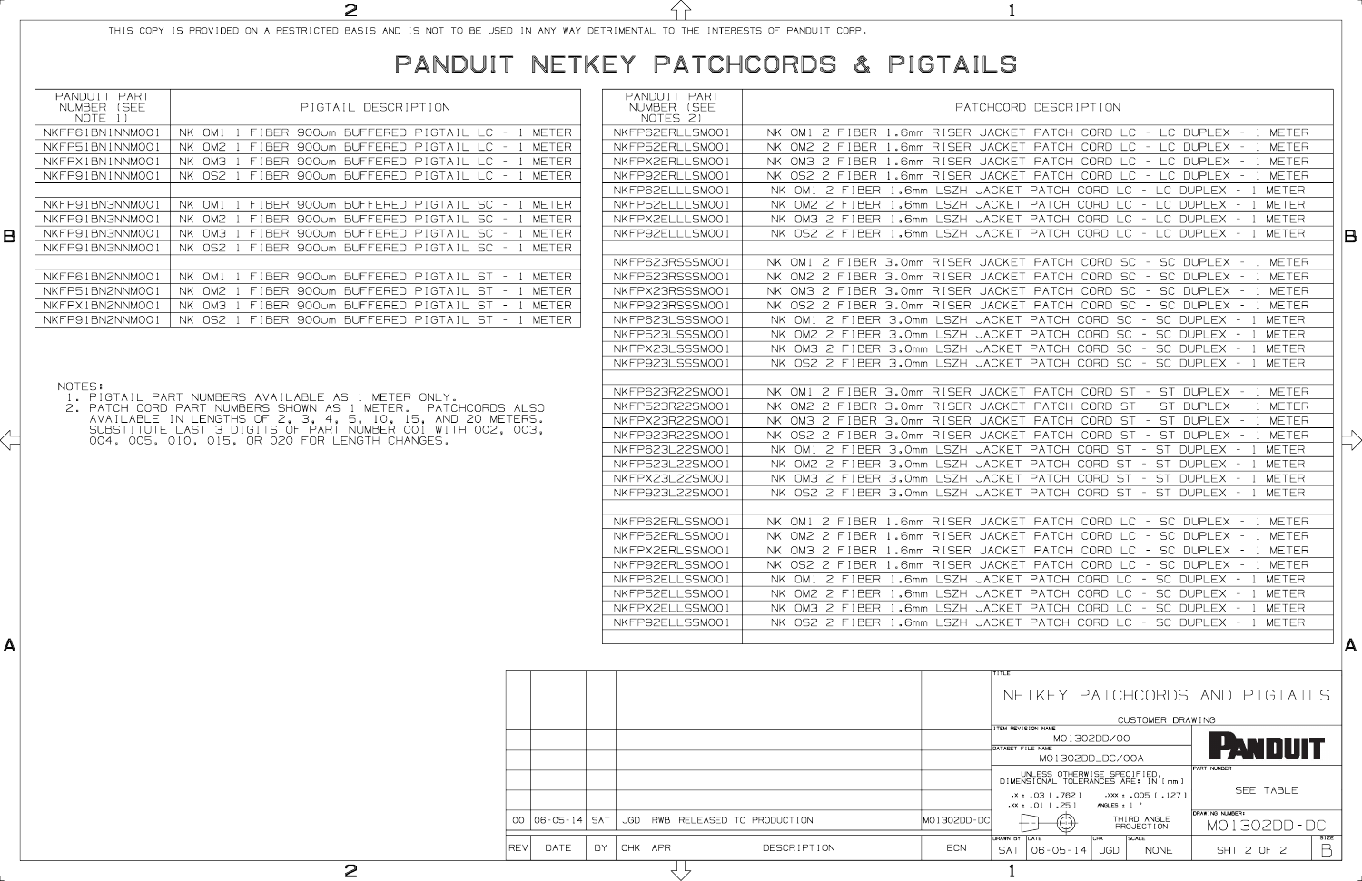THIS COPY IS PROVIDED ON A RESTRICTED BASIS AND IS NOT TO BE USED IN ANY WAY DETRIMENTAL TO THE INTERESTS OF PANDUIT CORP.

# PANDUIT NETKEY PATCHCORDS & PIGTAILS

| PANDUIT PART NUMBER (SEE NOTE 1) | PIGTAIL DESCRIPTION |
|---|---|
| NKFP61BN1NNM001 | NK OM1 1 FIBER 900um BUFFERED PIGTAIL LC - 1 METER |
| NKFP51BN1NNM001 | NK OM2 1 FIBER 900um BUFFERED PIGTAIL LC - 1 METER |
| NKFPX1BN1NNM001 | NK OM3 1 FIBER 900um BUFFERED PIGTAIL LC - 1 METER |
| NKFP91BN1NNM001 | NK OS2 1 FIBER 900um BUFFERED PIGTAIL LC - 1 METER |
| | |
| NKFP91BN3NNM001 | NK OM1 1 FIBER 900um BUFFERED PIGTAIL SC - 1 METER |
| NKFP91BN3NNM001 | NK OM2 1 FIBER 900um BUFFERED PIGTAIL SC - 1 METER |
| NKFP91BN3NNM001 | NK OM3 1 FIBER 900um BUFFERED PIGTAIL SC - 1 METER |
| NKFP91BN3NNM001 | NK OS2 1 FIBER 900um BUFFERED PIGTAIL SC - 1 METER |
| | |
| NKFP61BN2NNM001 | NK OM1 1 FIBER 900um BUFFERED PIGTAIL ST - 1 METER |
| NKFP51BN2NNM001 | NK OM2 1 FIBER 900um BUFFERED PIGTAIL ST - 1 METER |
| NKFPX1BN2NNM001 | NK OM3 1 FIBER 900um BUFFERED PIGTAIL ST - 1 METER |
| NKFP91BN2NNM001 | NK OS2 1 FIBER 900um BUFFERED PIGTAIL ST - 1 METER |

NOTES:
1. PIGTAIL PART NUMBERS AVAILABLE AS 1 METER ONLY.
2. PATCH CORD PART NUMBERS SHOWN AS 1 METER. PATCHCORDS ALSO AVAILABLE IN LENGTHS OF 2, 3, 4, 5, 10, 15, AND 20 METERS. SUBSTITUTE LAST 3 DIGITS OF PART NUMBER 001 WITH 002, 003, 004, 005, 010, 015, OR 020 FOR LENGTH CHANGES.

| PANDUIT PART NUMBER (SEE NOTES 2) | PATCHCORD DESCRIPTION |
|---|---|
| NKFP62ERLLSM001 | NK OM1 2 FIBER 1.6mm RISER JACKET PATCH CORD LC - LC DUPLEX - 1 METER |
| NKFP52ERLLSM001 | NK OM2 2 FIBER 1.6mm RISER JACKET PATCH CORD LC - LC DUPLEX - 1 METER |
| NKFPX2ERLLSM001 | NK OM3 2 FIBER 1.6mm RISER JACKET PATCH CORD LC - LC DUPLEX - 1 METER |
| NKFP92ERLLSM001 | NK OS2 2 FIBER 1.6mm RISER JACKET PATCH CORD LC - LC DUPLEX - 1 METER |
| NKFP62ELLLSM001 | NK OM1 2 FIBER 1.6mm LSZH JACKET PATCH CORD LC - LC DUPLEX - 1 METER |
| NKFP52ELLLSM001 | NK OM2 2 FIBER 1.6mm LSZH JACKET PATCH CORD LC - LC DUPLEX - 1 METER |
| NKFPX2ELLLSM001 | NK OM3 2 FIBER 1.6mm LSZH JACKET PATCH CORD LC - LC DUPLEX - 1 METER |
| NKFP92ELLLSM001 | NK OS2 2 FIBER 1.6mm LSZH JACKET PATCH CORD LC - LC DUPLEX - 1 METER |
| | |
| NKFP623RSSSM001 | NK OM1 2 FIBER 3.0mm RISER JACKET PATCH CORD SC - SC DUPLEX - 1 METER |
| NKFP523RSSSM001 | NK OM2 2 FIBER 3.0mm RISER JACKET PATCH CORD SC - SC DUPLEX - 1 METER |
| NKFPX23RSSSM001 | NK OM3 2 FIBER 3.0mm RISER JACKET PATCH CORD SC - SC DUPLEX - 1 METER |
| NKFP923RSSSM001 | NK OS2 2 FIBER 3.0mm RISER JACKET PATCH CORD SC - SC DUPLEX - 1 METER |
| NKFP623LSSSM001 | NK OM1 2 FIBER 3.0mm LSZH JACKET PATCH CORD SC - SC DUPLEX - 1 METER |
| NKFP523LSSSM001 | NK OM2 2 FIBER 3.0mm LSZH JACKET PATCH CORD SC - SC DUPLEX - 1 METER |
| NKFPX23LSSSM001 | NK OM3 2 FIBER 3.0mm LSZH JACKET PATCH CORD SC - SC DUPLEX - 1 METER |
| NKFP923LSSSM001 | NK OS2 2 FIBER 3.0mm LSZH JACKET PATCH CORD SC - SC DUPLEX - 1 METER |
| | |
| NKFP623R22SM001 | NK OM1 2 FIBER 3.0mm RISER JACKET PATCH CORD ST - ST DUPLEX - 1 METER |
| NKFP523R22SM001 | NK OM2 2 FIBER 3.0mm RISER JACKET PATCH CORD ST - ST DUPLEX - 1 METER |
| NKFPX23R22SM001 | NK OM3 2 FIBER 3.0mm RISER JACKET PATCH CORD ST - ST DUPLEX - 1 METER |
| NKFP923R22SM001 | NK OS2 2 FIBER 3.0mm RISER JACKET PATCH CORD ST - ST DUPLEX - 1 METER |
| NKFP623L22SM001 | NK OM1 2 FIBER 3.0mm LSZH JACKET PATCH CORD ST - ST DUPLEX - 1 METER |
| NKFP523L22SM001 | NK OM2 2 FIBER 3.0mm LSZH JACKET PATCH CORD ST - ST DUPLEX - 1 METER |
| NKFPX23L22SM001 | NK OM3 2 FIBER 3.0mm LSZH JACKET PATCH CORD ST - ST DUPLEX - 1 METER |
| NKFP923L22SM001 | NK OS2 2 FIBER 3.0mm LSZH JACKET PATCH CORD ST - ST DUPLEX - 1 METER |
| | |
| NKFP62ERLSSM001 | NK OM1 2 FIBER 1.6mm RISER JACKET PATCH CORD LC - SC DUPLEX - 1 METER |
| NKFP52ERLSSM001 | NK OM2 2 FIBER 1.6mm RISER JACKET PATCH CORD LC - SC DUPLEX - 1 METER |
| NKFPX2ERLSSM001 | NK OM3 2 FIBER 1.6mm RISER JACKET PATCH CORD LC - SC DUPLEX - 1 METER |
| NKFP92ERLSSM001 | NK OS2 2 FIBER 1.6mm RISER JACKET PATCH CORD LC - SC DUPLEX - 1 METER |
| NKFP62ELLSSM001 | NK OM1 2 FIBER 1.6mm LSZH JACKET PATCH CORD LC - SC DUPLEX - 1 METER |
| NKFP52ELLSSM001 | NK OM2 2 FIBER 1.6mm LSZH JACKET PATCH CORD LC - SC DUPLEX - 1 METER |
| NKFPX2ELLSSM001 | NK OM3 2 FIBER 1.6mm LSZH JACKET PATCH CORD LC - SC DUPLEX - 1 METER |
| NKFP92ELLSSM001 | NK OS2 2 FIBER 1.6mm LSZH JACKET PATCH CORD LC - SC DUPLEX - 1 METER |

| REV | DATE | BY | CHK | APR | DESCRIPTION | ECN |
|---|---|---|---|---|---|---|
| 00 | 06-05-14 | SAT | JGD | RWB | RELEASED TO PRODUCTION | M01302DD-DC |

TITLE: NETKEY PATCHCORDS AND PIGTAILS

CUSTOMER DRAWING

ITEM REVISION NAME: M01302DD/00

DATASET FILE NAME: M01302DD_DC/00A

UNLESS OTHERWISE SPECIFIED, DIMENSIONAL TOLERANCES ARE: IN [mm]
.X ± .03 [.762] .XXX ± .005 [.127]
.XX ± .01 [.25] ANGLES ± 1°

THIRD ANGLE PROJECTION

PANDUIT

PART NUMBER: SEE TABLE

DRAWING NUMBER: M01302DD-DC

DRAWN BY: SAT | DATE: 06-05-14 | CHK: JGD | SCALE: NONE | SHT 2 OF 2 | SIZE: B